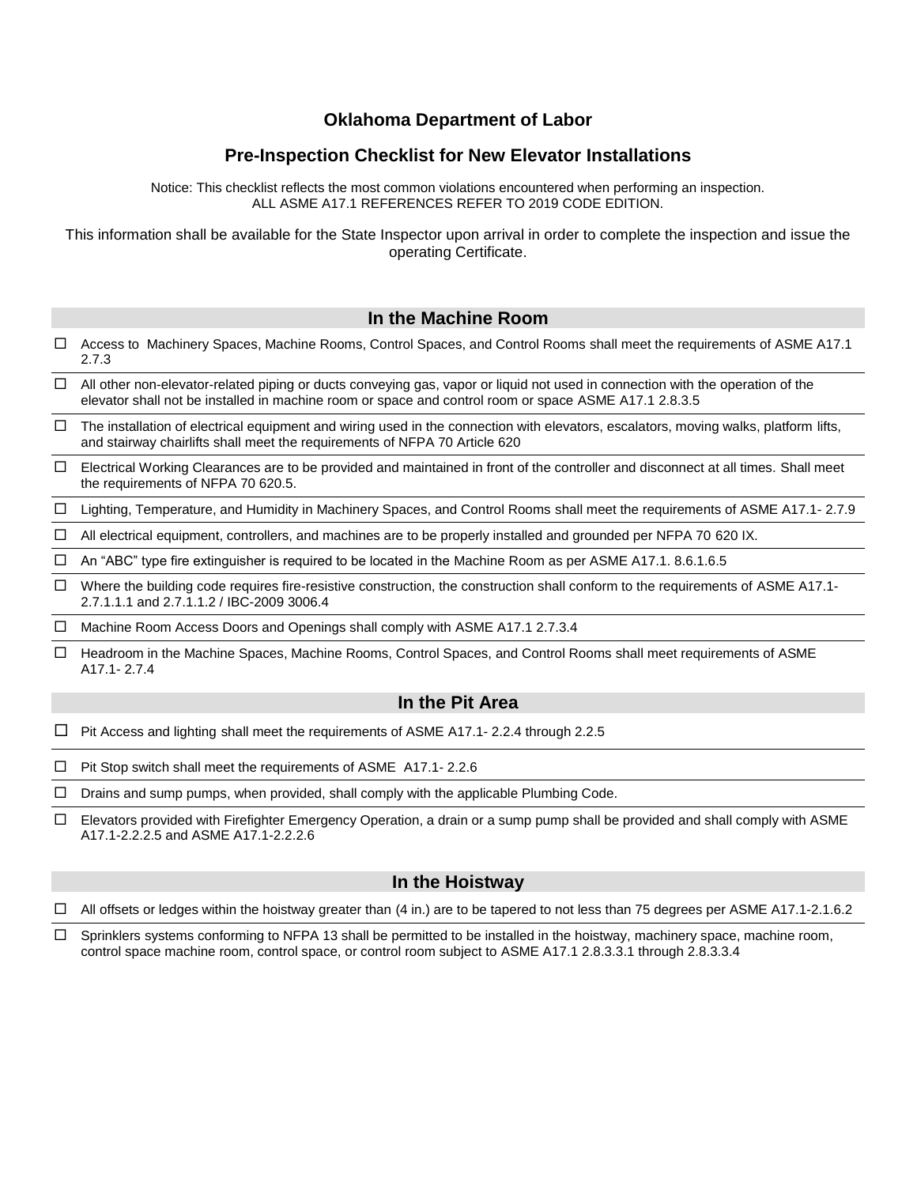# Oklahoma Department of Labor

## Pre-Inspection Checklist for New Elevator Installations

Notice: This checklist reflects the most common violations encountered when performing an inspection.
ALL ASME A17.1 REFERENCES REFER TO 2019 CODE EDITION.

This information shall be available for the State Inspector upon arrival in order to complete the inspection and issue the operating Certificate.

### In the Machine Room

- ☐ Access to Machinery Spaces, Machine Rooms, Control Spaces, and Control Rooms shall meet the requirements of ASME A17.1 2.7.3
- ☐ All other non-elevator-related piping or ducts conveying gas, vapor or liquid not used in connection with the operation of the elevator shall not be installed in machine room or space and control room or space ASME A17.1 2.8.3.5
- ☐ The installation of electrical equipment and wiring used in the connection with elevators, escalators, moving walks, platform lifts, and stairway chairlifts shall meet the requirements of NFPA 70 Article 620
- ☐ Electrical Working Clearances are to be provided and maintained in front of the controller and disconnect at all times. Shall meet the requirements of NFPA 70 620.5.
- ☐ Lighting, Temperature, and Humidity in Machinery Spaces, and Control Rooms shall meet the requirements of ASME A17.1- 2.7.9
- ☐ All electrical equipment, controllers, and machines are to be properly installed and grounded per NFPA 70 620 IX.
- ☐ An "ABC" type fire extinguisher is required to be located in the Machine Room as per ASME A17.1. 8.6.1.6.5
- ☐ Where the building code requires fire-resistive construction, the construction shall conform to the requirements of ASME A17.1- 2.7.1.1.1 and 2.7.1.1.2 / IBC-2009 3006.4
- ☐ Machine Room Access Doors and Openings shall comply with ASME A17.1 2.7.3.4
- ☐ Headroom in the Machine Spaces, Machine Rooms, Control Spaces, and Control Rooms shall meet requirements of ASME A17.1- 2.7.4

### In the Pit Area

- ☐ Pit Access and lighting shall meet the requirements of ASME A17.1- 2.2.4 through 2.2.5
- ☐ Pit Stop switch shall meet the requirements of ASME A17.1- 2.2.6
- ☐ Drains and sump pumps, when provided, shall comply with the applicable Plumbing Code.
- ☐ Elevators provided with Firefighter Emergency Operation, a drain or a sump pump shall be provided and shall comply with ASME A17.1-2.2.2.5 and ASME A17.1-2.2.2.6

### In the Hoistway

- ☐ All offsets or ledges within the hoistway greater than (4 in.) are to be tapered to not less than 75 degrees per ASME A17.1-2.1.6.2
- ☐ Sprinklers systems conforming to NFPA 13 shall be permitted to be installed in the hoistway, machinery space, machine room, control space machine room, control space, or control room subject to ASME A17.1 2.8.3.3.1 through 2.8.3.3.4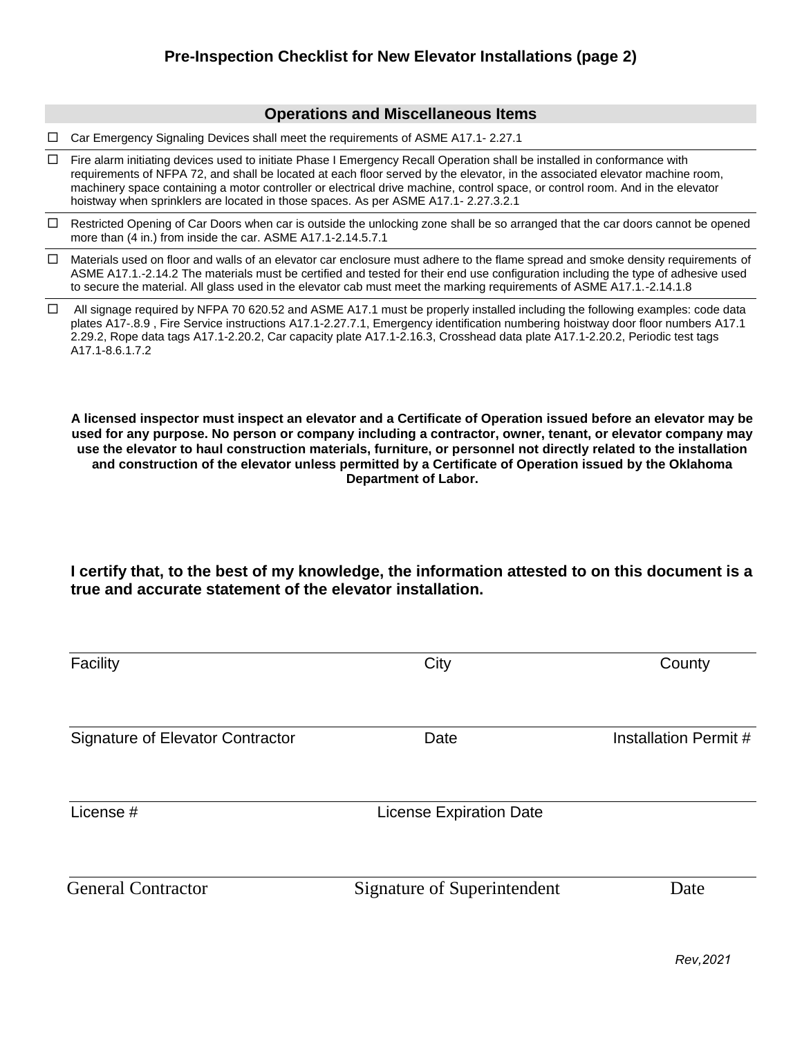## Pre-Inspection Checklist for New Elevator Installations (page 2)

### Operations and Miscellaneous Items

- ☐ Car Emergency Signaling Devices shall meet the requirements of ASME A17.1- 2.27.1
- ☐ Fire alarm initiating devices used to initiate Phase I Emergency Recall Operation shall be installed in conformance with requirements of NFPA 72, and shall be located at each floor served by the elevator, in the associated elevator machine room, machinery space containing a motor controller or electrical drive machine, control space, or control room. And in the elevator hoistway when sprinklers are located in those spaces. As per ASME A17.1- 2.27.3.2.1
- ☐ Restricted Opening of Car Doors when car is outside the unlocking zone shall be so arranged that the car doors cannot be opened more than (4 in.) from inside the car. ASME A17.1-2.14.5.7.1
- ☐ Materials used on floor and walls of an elevator car enclosure must adhere to the flame spread and smoke density requirements of ASME A17.1.-2.14.2 The materials must be certified and tested for their end use configuration including the type of adhesive used to secure the material. All glass used in the elevator cab must meet the marking requirements of ASME A17.1.-2.14.1.8
- ☐ All signage required by NFPA 70 620.52 and ASME A17.1 must be properly installed including the following examples: code data plates A17-.8.9 , Fire Service instructions A17.1-2.27.7.1, Emergency identification numbering hoistway door floor numbers A17.1 2.29.2, Rope data tags A17.1-2.20.2, Car capacity plate A17.1-2.16.3, Crosshead data plate A17.1-2.20.2, Periodic test tags A17.1-8.6.1.7.2

**A licensed inspector must inspect an elevator and a Certificate of Operation issued before an elevator may be used for any purpose. No person or company including a contractor, owner, tenant, or elevator company may use the elevator to haul construction materials, furniture, or personnel not directly related to the installation and construction of the elevator unless permitted by a Certificate of Operation issued by the Oklahoma Department of Labor.**

**I certify that, to the best of my knowledge, the information attested to on this document is a true and accurate statement of the elevator installation.**

| | | |
|---|---|---|
| Facility | City | County |
| Signature of Elevator Contractor | Date | Installation Permit # |
| License # | License Expiration Date | |
| General Contractor | Signature of Superintendent | Date |

*Rev,2021*